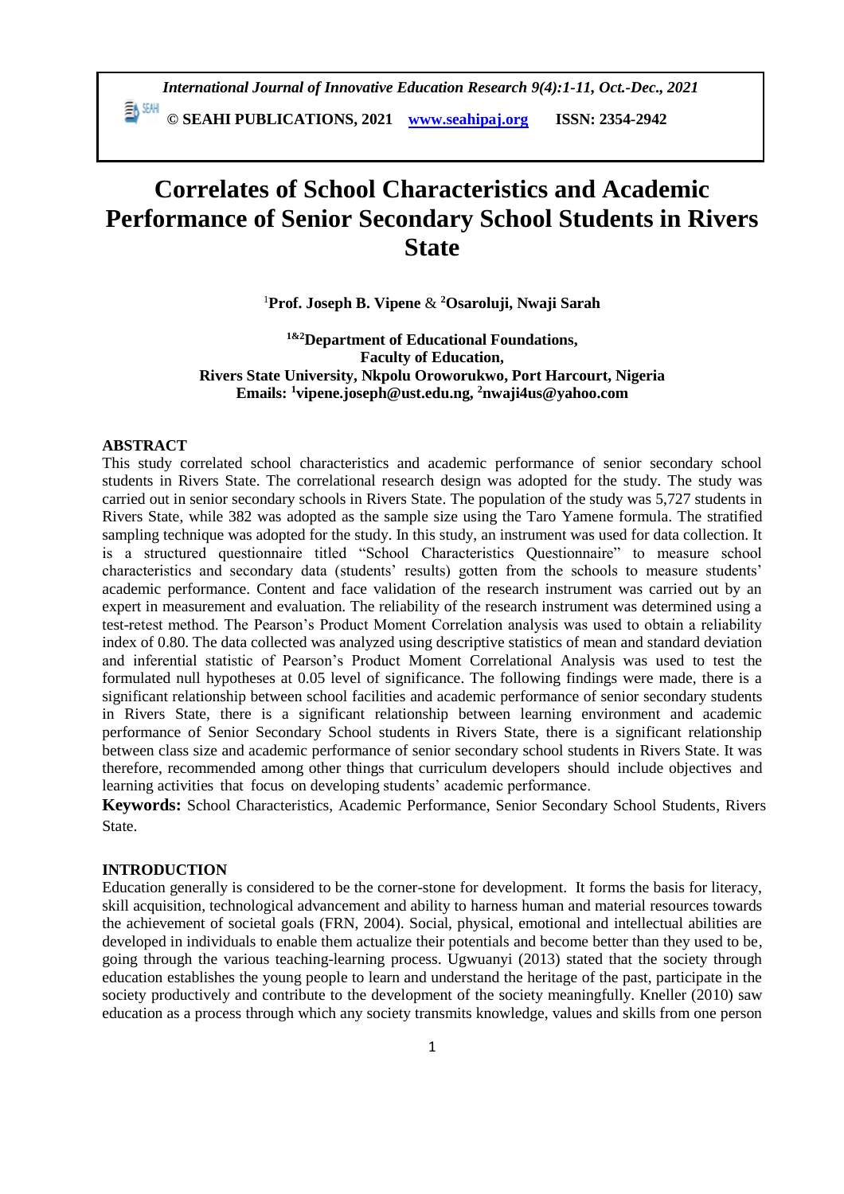# Correlates of School Characteristics and Academic Performance of Senior Secondary School Students in Rivers State

[1]**Prof. Joseph B. Vipene** & [2]**Osaroluji, Nwaji Sarah**

**[1&2]Department of Educational Foundations,**
**Faculty of Education,**
**Rivers State University, Nkpolu Oroworukwo, Port Harcourt, Nigeria**
**Emails: [1]vipene.joseph@ust.edu.ng, [2]nwaji4us@yahoo.com**

## ABSTRACT

This study correlated school characteristics and academic performance of senior secondary school students in Rivers State. The correlational research design was adopted for the study. The study was carried out in senior secondary schools in Rivers State. The population of the study was 5,727 students in Rivers State, while 382 was adopted as the sample size using the Taro Yamene formula. The stratified sampling technique was adopted for the study. In this study, an instrument was used for data collection. It is a structured questionnaire titled "School Characteristics Questionnaire" to measure school characteristics and secondary data (students' results) gotten from the schools to measure students' academic performance. Content and face validation of the research instrument was carried out by an expert in measurement and evaluation. The reliability of the research instrument was determined using a test-retest method. The Pearson's Product Moment Correlation analysis was used to obtain a reliability index of 0.80. The data collected was analyzed using descriptive statistics of mean and standard deviation and inferential statistic of Pearson's Product Moment Correlational Analysis was used to test the formulated null hypotheses at 0.05 level of significance. The following findings were made, there is a significant relationship between school facilities and academic performance of senior secondary students in Rivers State, there is a significant relationship between learning environment and academic performance of Senior Secondary School students in Rivers State, there is a significant relationship between class size and academic performance of senior secondary school students in Rivers State. It was therefore, recommended among other things that curriculum developers should include objectives and learning activities that focus on developing students' academic performance.

**Keywords:** School Characteristics, Academic Performance, Senior Secondary School Students, Rivers State.

## INTRODUCTION

Education generally is considered to be the corner-stone for development. It forms the basis for literacy, skill acquisition, technological advancement and ability to harness human and material resources towards the achievement of societal goals (FRN, 2004). Social, physical, emotional and intellectual abilities are developed in individuals to enable them actualize their potentials and become better than they used to be, going through the various teaching-learning process. Ugwuanyi (2013) stated that the society through education establishes the young people to learn and understand the heritage of the past, participate in the society productively and contribute to the development of the society meaningfully. Kneller (2010) saw education as a process through which any society transmits knowledge, values and skills from one person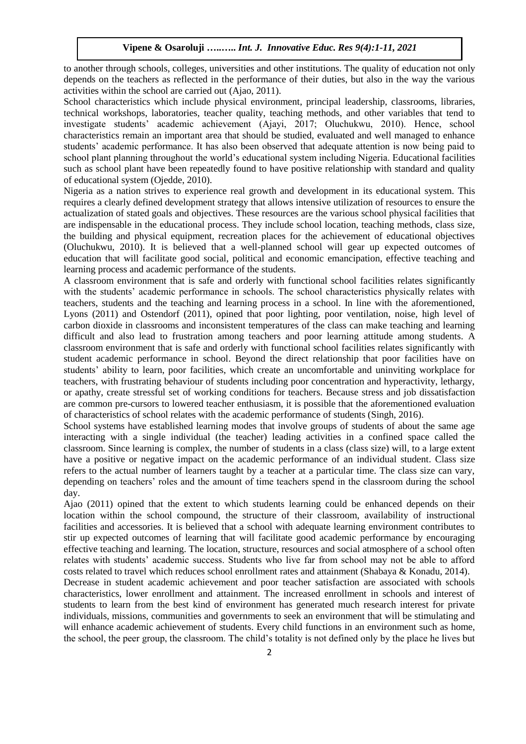to another through schools, colleges, universities and other institutions. The quality of education not only depends on the teachers as reflected in the performance of their duties, but also in the way the various activities within the school are carried out (Ajao, 2011).

School characteristics which include physical environment, principal leadership, classrooms, libraries, technical workshops, laboratories, teacher quality, teaching methods, and other variables that tend to investigate students' academic achievement (Ajayi, 2017; Oluchukwu, 2010). Hence, school characteristics remain an important area that should be studied, evaluated and well managed to enhance students' academic performance. It has also been observed that adequate attention is now being paid to school plant planning throughout the world's educational system including Nigeria. Educational facilities such as school plant have been repeatedly found to have positive relationship with standard and quality of educational system (Ojedde, 2010).

Nigeria as a nation strives to experience real growth and development in its educational system. This requires a clearly defined development strategy that allows intensive utilization of resources to ensure the actualization of stated goals and objectives. These resources are the various school physical facilities that are indispensable in the educational process. They include school location, teaching methods, class size, the building and physical equipment, recreation places for the achievement of educational objectives (Oluchukwu, 2010). It is believed that a well-planned school will gear up expected outcomes of education that will facilitate good social, political and economic emancipation, effective teaching and learning process and academic performance of the students.

A classroom environment that is safe and orderly with functional school facilities relates significantly with the students' academic performance in schools. The school characteristics physically relates with teachers, students and the teaching and learning process in a school. In line with the aforementioned, Lyons (2011) and Ostendorf (2011), opined that poor lighting, poor ventilation, noise, high level of carbon dioxide in classrooms and inconsistent temperatures of the class can make teaching and learning difficult and also lead to frustration among teachers and poor learning attitude among students. A classroom environment that is safe and orderly with functional school facilities relates significantly with student academic performance in school. Beyond the direct relationship that poor facilities have on students' ability to learn, poor facilities, which create an uncomfortable and uninviting workplace for teachers, with frustrating behaviour of students including poor concentration and hyperactivity, lethargy, or apathy, create stressful set of working conditions for teachers. Because stress and job dissatisfaction are common pre-cursors to lowered teacher enthusiasm, it is possible that the aforementioned evaluation of characteristics of school relates with the academic performance of students (Singh, 2016).

School systems have established learning modes that involve groups of students of about the same age interacting with a single individual (the teacher) leading activities in a confined space called the classroom. Since learning is complex, the number of students in a class (class size) will, to a large extent have a positive or negative impact on the academic performance of an individual student. Class size refers to the actual number of learners taught by a teacher at a particular time. The class size can vary, depending on teachers' roles and the amount of time teachers spend in the classroom during the school day.

Ajao (2011) opined that the extent to which students learning could be enhanced depends on their location within the school compound, the structure of their classroom, availability of instructional facilities and accessories. It is believed that a school with adequate learning environment contributes to stir up expected outcomes of learning that will facilitate good academic performance by encouraging effective teaching and learning. The location, structure, resources and social atmosphere of a school often relates with students' academic success. Students who live far from school may not be able to afford costs related to travel which reduces school enrollment rates and attainment (Shabaya & Konadu, 2014).

Decrease in student academic achievement and poor teacher satisfaction are associated with schools characteristics, lower enrollment and attainment. The increased enrollment in schools and interest of students to learn from the best kind of environment has generated much research interest for private individuals, missions, communities and governments to seek an environment that will be stimulating and will enhance academic achievement of students. Every child functions in an environment such as home, the school, the peer group, the classroom. The child's totality is not defined only by the place he lives but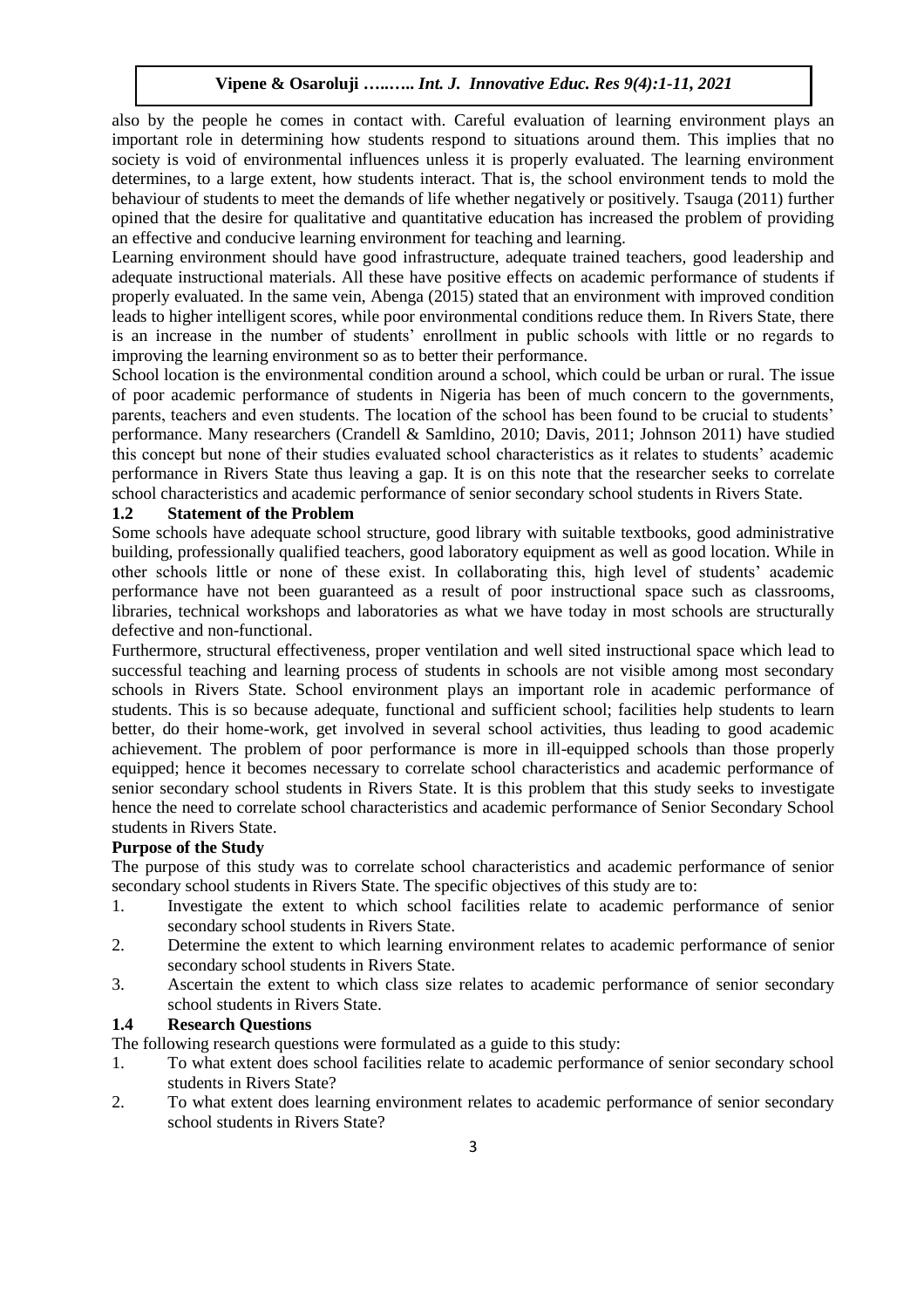also by the people he comes in contact with. Careful evaluation of learning environment plays an important role in determining how students respond to situations around them. This implies that no society is void of environmental influences unless it is properly evaluated. The learning environment determines, to a large extent, how students interact. That is, the school environment tends to mold the behaviour of students to meet the demands of life whether negatively or positively. Tsauga (2011) further opined that the desire for qualitative and quantitative education has increased the problem of providing an effective and conducive learning environment for teaching and learning.

Learning environment should have good infrastructure, adequate trained teachers, good leadership and adequate instructional materials. All these have positive effects on academic performance of students if properly evaluated. In the same vein, Abenga (2015) stated that an environment with improved condition leads to higher intelligent scores, while poor environmental conditions reduce them. In Rivers State, there is an increase in the number of students' enrollment in public schools with little or no regards to improving the learning environment so as to better their performance.

School location is the environmental condition around a school, which could be urban or rural. The issue of poor academic performance of students in Nigeria has been of much concern to the governments, parents, teachers and even students. The location of the school has been found to be crucial to students' performance. Many researchers (Crandell & Samldino, 2010; Davis, 2011; Johnson 2011) have studied this concept but none of their studies evaluated school characteristics as it relates to students' academic performance in Rivers State thus leaving a gap. It is on this note that the researcher seeks to correlate school characteristics and academic performance of senior secondary school students in Rivers State.

## 1.2 Statement of the Problem

Some schools have adequate school structure, good library with suitable textbooks, good administrative building, professionally qualified teachers, good laboratory equipment as well as good location. While in other schools little or none of these exist. In collaborating this, high level of students' academic performance have not been guaranteed as a result of poor instructional space such as classrooms, libraries, technical workshops and laboratories as what we have today in most schools are structurally defective and non-functional.

Furthermore, structural effectiveness, proper ventilation and well sited instructional space which lead to successful teaching and learning process of students in schools are not visible among most secondary schools in Rivers State. School environment plays an important role in academic performance of students. This is so because adequate, functional and sufficient school; facilities help students to learn better, do their home-work, get involved in several school activities, thus leading to good academic achievement. The problem of poor performance is more in ill-equipped schools than those properly equipped; hence it becomes necessary to correlate school characteristics and academic performance of senior secondary school students in Rivers State. It is this problem that this study seeks to investigate hence the need to correlate school characteristics and academic performance of Senior Secondary School students in Rivers State.

## Purpose of the Study

The purpose of this study was to correlate school characteristics and academic performance of senior secondary school students in Rivers State. The specific objectives of this study are to:

1. Investigate the extent to which school facilities relate to academic performance of senior secondary school students in Rivers State.
2. Determine the extent to which learning environment relates to academic performance of senior secondary school students in Rivers State.
3. Ascertain the extent to which class size relates to academic performance of senior secondary school students in Rivers State.

## 1.4 Research Questions

The following research questions were formulated as a guide to this study:

1. To what extent does school facilities relate to academic performance of senior secondary school students in Rivers State?
2. To what extent does learning environment relates to academic performance of senior secondary school students in Rivers State?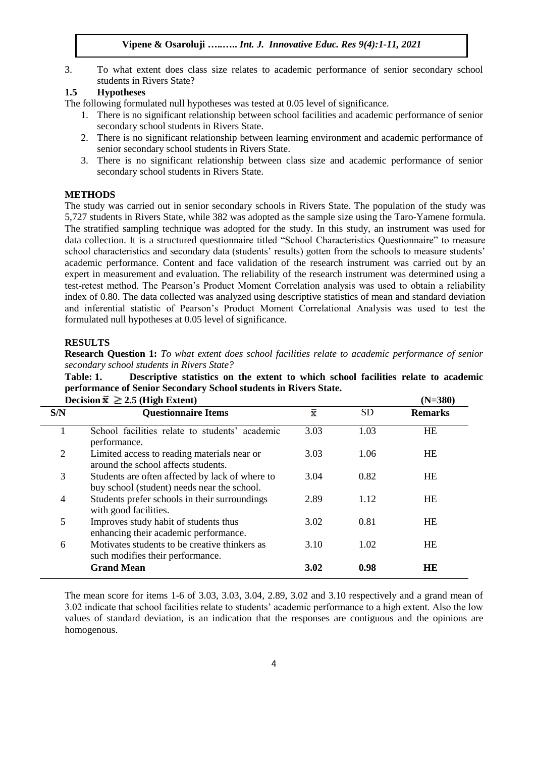3. To what extent does class size relates to academic performance of senior secondary school students in Rivers State?

### 1.5 Hypotheses

The following formulated null hypotheses was tested at 0.05 level of significance.

1. There is no significant relationship between school facilities and academic performance of senior secondary school students in Rivers State.
2. There is no significant relationship between learning environment and academic performance of senior secondary school students in Rivers State.
3. There is no significant relationship between class size and academic performance of senior secondary school students in Rivers State.

## METHODS

The study was carried out in senior secondary schools in Rivers State. The population of the study was 5,727 students in Rivers State, while 382 was adopted as the sample size using the Taro-Yamene formula. The stratified sampling technique was adopted for the study. In this study, an instrument was used for data collection. It is a structured questionnaire titled "School Characteristics Questionnaire" to measure school characteristics and secondary data (students' results) gotten from the schools to measure students' academic performance. Content and face validation of the research instrument was carried out by an expert in measurement and evaluation. The reliability of the research instrument was determined using a test-retest method. The Pearson's Product Moment Correlation analysis was used to obtain a reliability index of 0.80. The data collected was analyzed using descriptive statistics of mean and standard deviation and inferential statistic of Pearson's Product Moment Correlational Analysis was used to test the formulated null hypotheses at 0.05 level of significance.

## RESULTS

**Research Question 1:** *To what extent does school facilities relate to academic performance of senior secondary school students in Rivers State?*

**Table: 1. Descriptive statistics on the extent to which school facilities relate to academic performance of Senior Secondary School students in Rivers State.**

**Decision $\bar{x} \geq 2.5$ (High Extent)** **(N=380)**

| S/N | Questionnaire Items | $\bar{x}$ | SD | Remarks |
|---|---|---|---|---|
| 1 | School facilities relate to students' academic performance. | 3.03 | 1.03 | HE |
| 2 | Limited access to reading materials near or around the school affects students. | 3.03 | 1.06 | HE |
| 3 | Students are often affected by lack of where to buy school (student) needs near the school. | 3.04 | 0.82 | HE |
| 4 | Students prefer schools in their surroundings with good facilities. | 2.89 | 1.12 | HE |
| 5 | Improves study habit of students thus enhancing their academic performance. | 3.02 | 0.81 | HE |
| 6 | Motivates students to be creative thinkers as such modifies their performance. | 3.10 | 1.02 | HE |
| | **Grand Mean** | **3.02** | **0.98** | **HE** |

The mean score for items 1-6 of 3.03, 3.03, 3.04, 2.89, 3.02 and 3.10 respectively and a grand mean of 3.02 indicate that school facilities relate to students' academic performance to a high extent. Also the low values of standard deviation, is an indication that the responses are contiguous and the opinions are homogenous.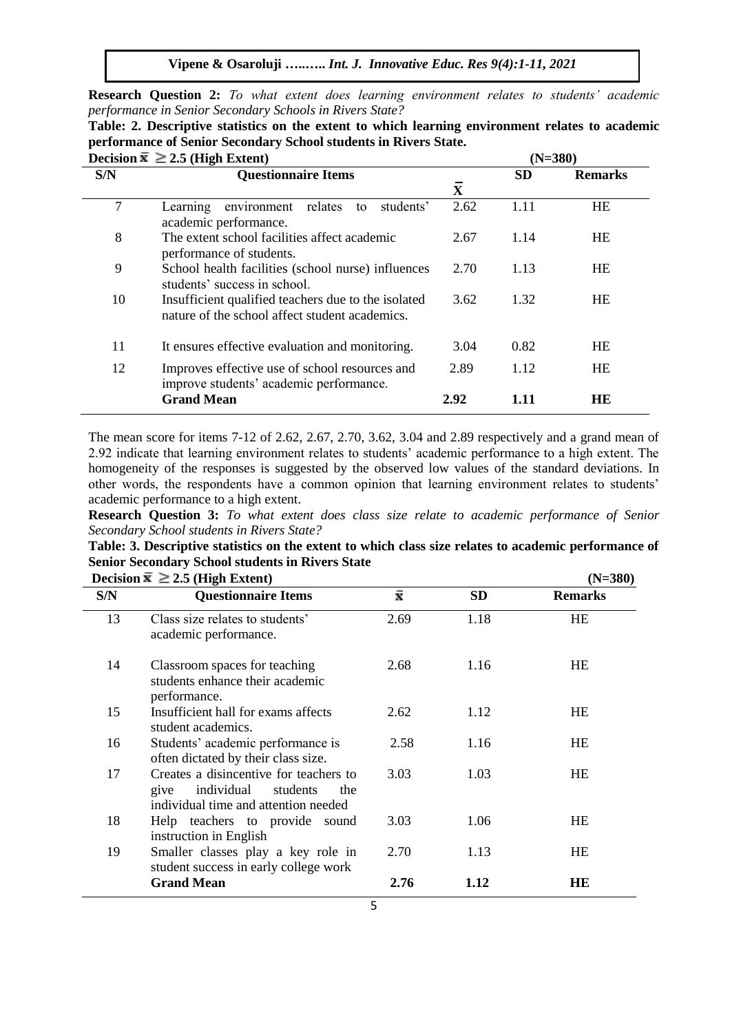**Research Question 2:** *To what extent does learning environment relates to students' academic performance in Senior Secondary Schools in Rivers State?*

**Table: 2. Descriptive statistics on the extent to which learning environment relates to academic performance of Senior Secondary School students in Rivers State.**

**Decision $\bar{x} \geq 2.5$ (High Extent)** **(N=380)**

| S/N | Questionnaire Items | $\bar{X}$ | SD | Remarks |
|---|---|---|---|---|
| 7 | Learning environment relates to students' academic performance. | 2.62 | 1.11 | HE |
| 8 | The extent school facilities affect academic performance of students. | 2.67 | 1.14 | HE |
| 9 | School health facilities (school nurse) influences students' success in school. | 2.70 | 1.13 | HE |
| 10 | Insufficient qualified teachers due to the isolated nature of the school affect student academics. | 3.62 | 1.32 | HE |
| 11 | It ensures effective evaluation and monitoring. | 3.04 | 0.82 | HE |
| 12 | Improves effective use of school resources and improve students' academic performance. | 2.89 | 1.12 | HE |
| | **Grand Mean** | **2.92** | **1.11** | **HE** |

The mean score for items 7-12 of 2.62, 2.67, 2.70, 3.62, 3.04 and 2.89 respectively and a grand mean of 2.92 indicate that learning environment relates to students' academic performance to a high extent. The homogeneity of the responses is suggested by the observed low values of the standard deviations. In other words, the respondents have a common opinion that learning environment relates to students' academic performance to a high extent.

**Research Question 3:** *To what extent does class size relate to academic performance of Senior Secondary School students in Rivers State?*

**Table: 3. Descriptive statistics on the extent to which class size relates to academic performance of Senior Secondary School students in Rivers State**

**Decision $\bar{x} \geq 2.5$ (High Extent)** **(N=380)**

| S/N | Questionnaire Items | $\bar{x}$ | SD | Remarks |
|---|---|---|---|---|
| 13 | Class size relates to students' academic performance. | 2.69 | 1.18 | HE |
| 14 | Classroom spaces for teaching students enhance their academic performance. | 2.68 | 1.16 | HE |
| 15 | Insufficient hall for exams affects student academics. | 2.62 | 1.12 | HE |
| 16 | Students' academic performance is often dictated by their class size. | 2.58 | 1.16 | HE |
| 17 | Creates a disincentive for teachers to give individual students the individual time and attention needed | 3.03 | 1.03 | HE |
| 18 | Help teachers to provide sound instruction in English | 3.03 | 1.06 | HE |
| 19 | Smaller classes play a key role in student success in early college work | 2.70 | 1.13 | HE |
| | **Grand Mean** | **2.76** | **1.12** | **HE** |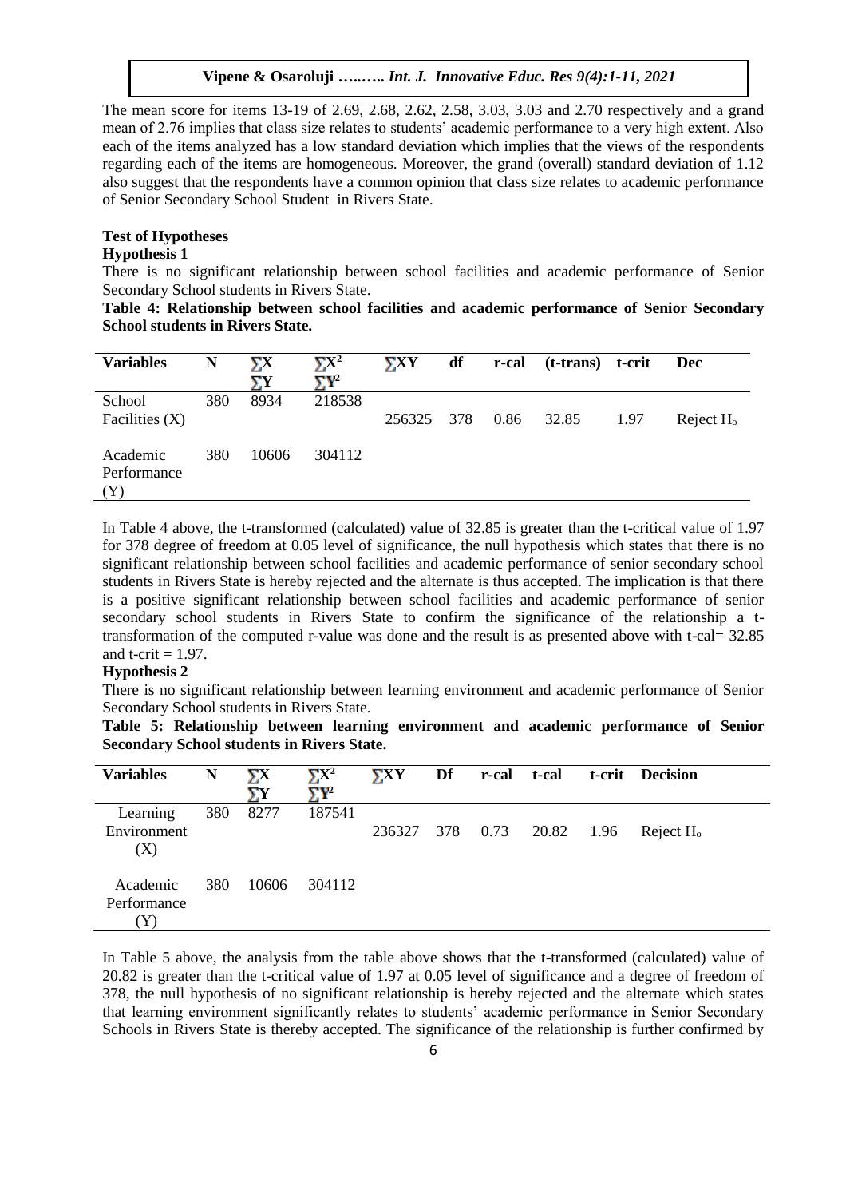The mean score for items 13-19 of 2.69, 2.68, 2.62, 2.58, 3.03, 3.03 and 2.70 respectively and a grand mean of 2.76 implies that class size relates to students' academic performance to a very high extent. Also each of the items analyzed has a low standard deviation which implies that the views of the respondents regarding each of the items are homogeneous. Moreover, the grand (overall) standard deviation of 1.12 also suggest that the respondents have a common opinion that class size relates to academic performance of Senior Secondary School Student in Rivers State.

**Test of Hypotheses**

**Hypothesis 1**

There is no significant relationship between school facilities and academic performance of Senior Secondary School students in Rivers State.

**Table 4: Relationship between school facilities and academic performance of Senior Secondary School students in Rivers State.**

| Variables | N | $\sum X$ / $\sum Y$ | $\sum X^2$ / $\sum Y^2$ | $\sum XY$ | df | r-cal | (t-trans) | t-crit | Dec |
|---|---|---|---|---|---|---|---|---|---|
| School Facilities (X) | 380 | 8934 | 218538 | 256325 | 378 | 0.86 | 32.85 | 1.97 | Reject $H_o$ |
| Academic Performance (Y) | 380 | 10606 | 304112 | | | | | | |

In Table 4 above, the t-transformed (calculated) value of 32.85 is greater than the t-critical value of 1.97 for 378 degree of freedom at 0.05 level of significance, the null hypothesis which states that there is no significant relationship between school facilities and academic performance of senior secondary school students in Rivers State is hereby rejected and the alternate is thus accepted. The implication is that there is a positive significant relationship between school facilities and academic performance of senior secondary school students in Rivers State to confirm the significance of the relationship a t-transformation of the computed r-value was done and the result is as presented above with t-cal= 32.85 and t-crit = 1.97.

**Hypothesis 2**

There is no significant relationship between learning environment and academic performance of Senior Secondary School students in Rivers State.

**Table 5: Relationship between learning environment and academic performance of Senior Secondary School students in Rivers State.**

| Variables | N | $\sum X$ / $\sum Y$ | $\sum X^2$ / $\sum Y^2$ | $\sum XY$ | Df | r-cal | t-cal | t-crit | Decision |
|---|---|---|---|---|---|---|---|---|---|
| Learning Environment (X) | 380 | 8277 | 187541 | 236327 | 378 | 0.73 | 20.82 | 1.96 | Reject $H_o$ |
| Academic Performance (Y) | 380 | 10606 | 304112 | | | | | | |

In Table 5 above, the analysis from the table above shows that the t-transformed (calculated) value of 20.82 is greater than the t-critical value of 1.97 at 0.05 level of significance and a degree of freedom of 378, the null hypothesis of no significant relationship is hereby rejected and the alternate which states that learning environment significantly relates to students' academic performance in Senior Secondary Schools in Rivers State is thereby accepted. The significance of the relationship is further confirmed by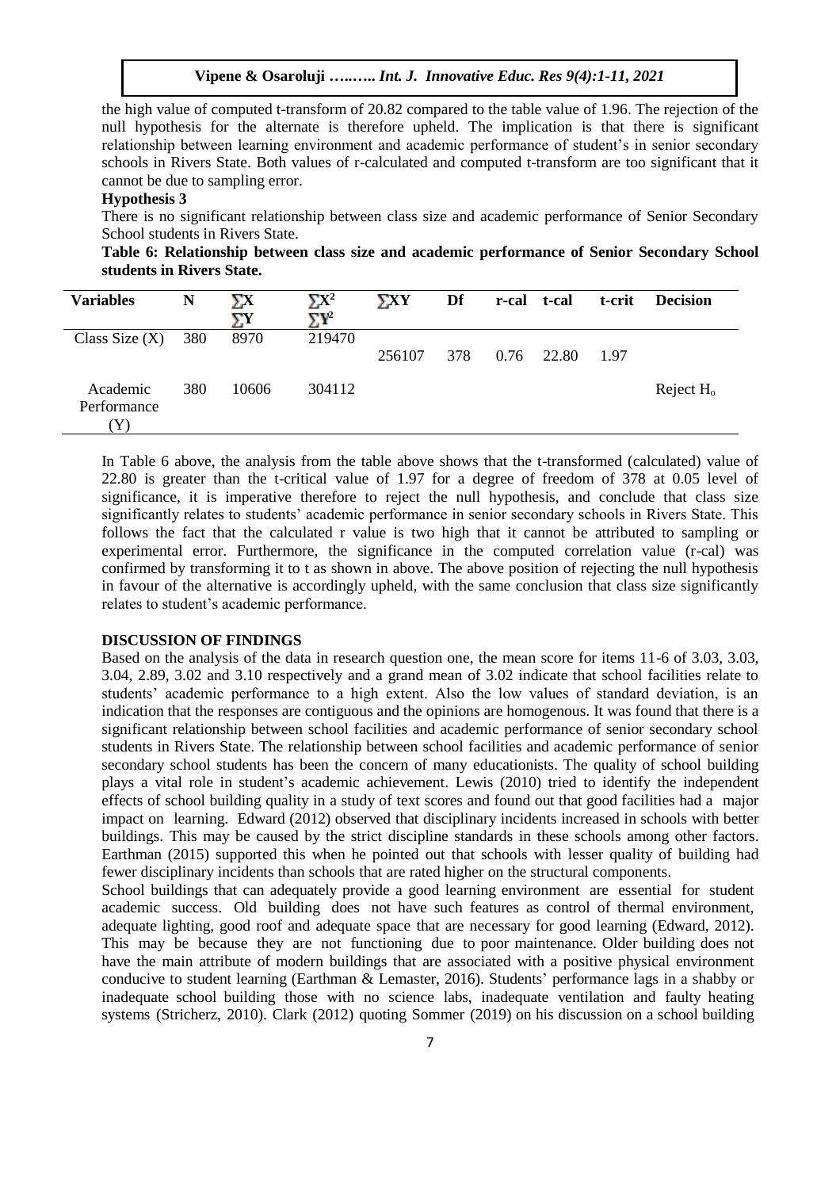the high value of computed t-transform of 20.82 compared to the table value of 1.96. The rejection of the null hypothesis for the alternate is therefore upheld. The implication is that there is significant relationship between learning environment and academic performance of student's in senior secondary schools in Rivers State. Both values of r-calculated and computed t-transform are too significant that it cannot be due to sampling error.

**Hypothesis 3**

There is no significant relationship between class size and academic performance of Senior Secondary School students in Rivers State.

**Table 6: Relationship between class size and academic performance of Senior Secondary School students in Rivers State.**

| Variables | N | $\sum X$ $\sum Y$ | $\sum X^2$ $\sum Y^2$ | $\sum XY$ | Df | r-cal | t-cal | t-crit | Decision |
|---|---|---|---|---|---|---|---|---|---|
| Class Size (X) | 380 | 8970 | 219470 | 256107 | 378 | 0.76 | 22.80 | 1.97 | |
| Academic Performance (Y) | 380 | 10606 | 304112 | | | | | | Reject $H_o$ |

In Table 6 above, the analysis from the table above shows that the t-transformed (calculated) value of 22.80 is greater than the t-critical value of 1.97 for a degree of freedom of 378 at 0.05 level of significance, it is imperative therefore to reject the null hypothesis, and conclude that class size significantly relates to students' academic performance in senior secondary schools in Rivers State. This follows the fact that the calculated r value is two high that it cannot be attributed to sampling or experimental error. Furthermore, the significance in the computed correlation value (r-cal) was confirmed by transforming it to t as shown in above. The above position of rejecting the null hypothesis in favour of the alternative is accordingly upheld, with the same conclusion that class size significantly relates to student's academic performance.

## DISCUSSION OF FINDINGS

Based on the analysis of the data in research question one, the mean score for items 11-6 of 3.03, 3.03, 3.04, 2.89, 3.02 and 3.10 respectively and a grand mean of 3.02 indicate that school facilities relate to students' academic performance to a high extent. Also the low values of standard deviation, is an indication that the responses are contiguous and the opinions are homogenous. It was found that there is a significant relationship between school facilities and academic performance of senior secondary school students in Rivers State. The relationship between school facilities and academic performance of senior secondary school students has been the concern of many educationists. The quality of school building plays a vital role in student's academic achievement. Lewis (2010) tried to identify the independent effects of school building quality in a study of text scores and found out that good facilities had a major impact on learning. Edward (2012) observed that disciplinary incidents increased in schools with better buildings. This may be caused by the strict discipline standards in these schools among other factors. Earthman (2015) supported this when he pointed out that schools with lesser quality of building had fewer disciplinary incidents than schools that are rated higher on the structural components.

School buildings that can adequately provide a good learning environment are essential for student academic success. Old building does not have such features as control of thermal environment, adequate lighting, good roof and adequate space that are necessary for good learning (Edward, 2012). This may be because they are not functioning due to poor maintenance. Older building does not have the main attribute of modern buildings that are associated with a positive physical environment conducive to student learning (Earthman & Lemaster, 2016). Students' performance lags in a shabby or inadequate school building those with no science labs, inadequate ventilation and faulty heating systems (Stricherz, 2010). Clark (2012) quoting Sommer (2019) on his discussion on a school building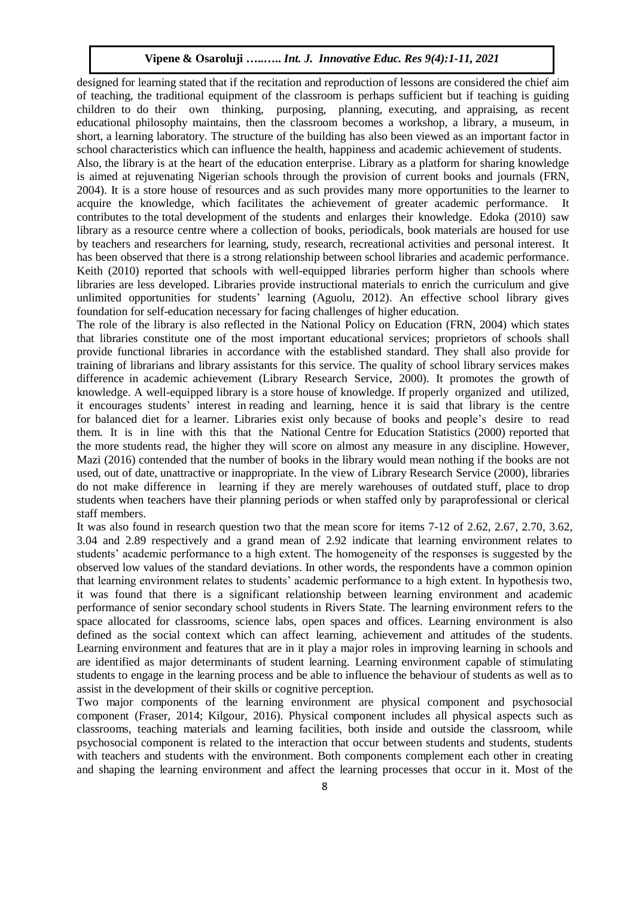designed for learning stated that if the recitation and reproduction of lessons are considered the chief aim of teaching, the traditional equipment of the classroom is perhaps sufficient but if teaching is guiding children to do their own thinking, purposing, planning, executing, and appraising, as recent educational philosophy maintains, then the classroom becomes a workshop, a library, a museum, in short, a learning laboratory. The structure of the building has also been viewed as an important factor in school characteristics which can influence the health, happiness and academic achievement of students.

Also, the library is at the heart of the education enterprise. Library as a platform for sharing knowledge is aimed at rejuvenating Nigerian schools through the provision of current books and journals (FRN, 2004). It is a store house of resources and as such provides many more opportunities to the learner to acquire the knowledge, which facilitates the achievement of greater academic performance. It contributes to the total development of the students and enlarges their knowledge. Edoka (2010) saw library as a resource centre where a collection of books, periodicals, book materials are housed for use by teachers and researchers for learning, study, research, recreational activities and personal interest. It has been observed that there is a strong relationship between school libraries and academic performance. Keith (2010) reported that schools with well-equipped libraries perform higher than schools where libraries are less developed. Libraries provide instructional materials to enrich the curriculum and give unlimited opportunities for students' learning (Aguolu, 2012). An effective school library gives foundation for self-education necessary for facing challenges of higher education.

The role of the library is also reflected in the National Policy on Education (FRN, 2004) which states that libraries constitute one of the most important educational services; proprietors of schools shall provide functional libraries in accordance with the established standard. They shall also provide for training of librarians and library assistants for this service. The quality of school library services makes difference in academic achievement (Library Research Service, 2000). It promotes the growth of knowledge. A well-equipped library is a store house of knowledge. If properly organized and utilized, it encourages students' interest in reading and learning, hence it is said that library is the centre for balanced diet for a learner. Libraries exist only because of books and people's desire to read them. It is in line with this that the National Centre for Education Statistics (2000) reported that the more students read, the higher they will score on almost any measure in any discipline. However, Mazi (2016) contended that the number of books in the library would mean nothing if the books are not used, out of date, unattractive or inappropriate. In the view of Library Research Service (2000), libraries do not make difference in learning if they are merely warehouses of outdated stuff, place to drop students when teachers have their planning periods or when staffed only by paraprofessional or clerical staff members.

It was also found in research question two that the mean score for items 7-12 of 2.62, 2.67, 2.70, 3.62, 3.04 and 2.89 respectively and a grand mean of 2.92 indicate that learning environment relates to students' academic performance to a high extent. The homogeneity of the responses is suggested by the observed low values of the standard deviations. In other words, the respondents have a common opinion that learning environment relates to students' academic performance to a high extent. In hypothesis two, it was found that there is a significant relationship between learning environment and academic performance of senior secondary school students in Rivers State. The learning environment refers to the space allocated for classrooms, science labs, open spaces and offices. Learning environment is also defined as the social context which can affect learning, achievement and attitudes of the students. Learning environment and features that are in it play a major roles in improving learning in schools and are identified as major determinants of student learning. Learning environment capable of stimulating students to engage in the learning process and be able to influence the behaviour of students as well as to assist in the development of their skills or cognitive perception.

Two major components of the learning environment are physical component and psychosocial component (Fraser, 2014; Kilgour, 2016). Physical component includes all physical aspects such as classrooms, teaching materials and learning facilities, both inside and outside the classroom, while psychosocial component is related to the interaction that occur between students and students, students with teachers and students with the environment. Both components complement each other in creating and shaping the learning environment and affect the learning processes that occur in it. Most of the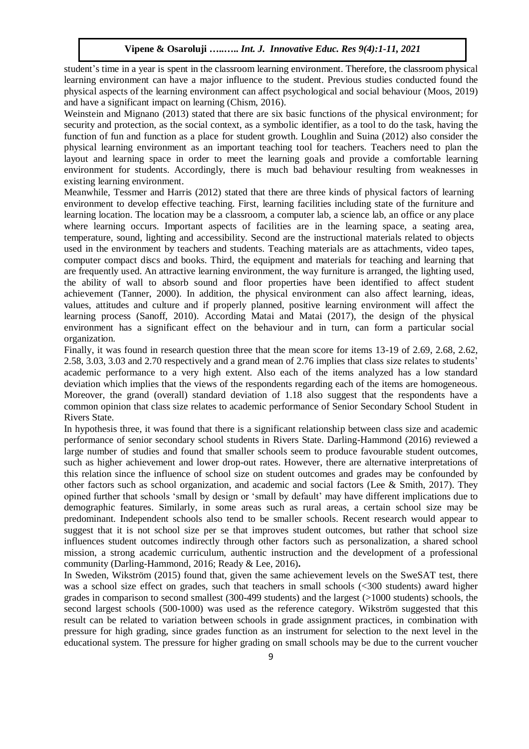student's time in a year is spent in the classroom learning environment. Therefore, the classroom physical learning environment can have a major influence to the student. Previous studies conducted found the physical aspects of the learning environment can affect psychological and social behaviour (Moos, 2019) and have a significant impact on learning (Chism, 2016).

Weinstein and Mignano (2013) stated that there are six basic functions of the physical environment; for security and protection, as the social context, as a symbolic identifier, as a tool to do the task, having the function of fun and function as a place for student growth. Loughlin and Suina (2012) also consider the physical learning environment as an important teaching tool for teachers. Teachers need to plan the layout and learning space in order to meet the learning goals and provide a comfortable learning environment for students. Accordingly, there is much bad behaviour resulting from weaknesses in existing learning environment.

Meanwhile, Tessmer and Harris (2012) stated that there are three kinds of physical factors of learning environment to develop effective teaching. First, learning facilities including state of the furniture and learning location. The location may be a classroom, a computer lab, a science lab, an office or any place where learning occurs. Important aspects of facilities are in the learning space, a seating area, temperature, sound, lighting and accessibility. Second are the instructional materials related to objects used in the environment by teachers and students. Teaching materials are as attachments, video tapes, computer compact discs and books. Third, the equipment and materials for teaching and learning that are frequently used. An attractive learning environment, the way furniture is arranged, the lighting used, the ability of wall to absorb sound and floor properties have been identified to affect student achievement (Tanner, 2000). In addition, the physical environment can also affect learning, ideas, values, attitudes and culture and if properly planned, positive learning environment will affect the learning process (Sanoff, 2010). According Matai and Matai (2017), the design of the physical environment has a significant effect on the behaviour and in turn, can form a particular social organization.

Finally, it was found in research question three that the mean score for items 13-19 of 2.69, 2.68, 2.62, 2.58, 3.03, 3.03 and 2.70 respectively and a grand mean of 2.76 implies that class size relates to students' academic performance to a very high extent. Also each of the items analyzed has a low standard deviation which implies that the views of the respondents regarding each of the items are homogeneous. Moreover, the grand (overall) standard deviation of 1.18 also suggest that the respondents have a common opinion that class size relates to academic performance of Senior Secondary School Student in Rivers State.

In hypothesis three, it was found that there is a significant relationship between class size and academic performance of senior secondary school students in Rivers State. Darling-Hammond (2016) reviewed a large number of studies and found that smaller schools seem to produce favourable student outcomes, such as higher achievement and lower drop-out rates. However, there are alternative interpretations of this relation since the influence of school size on student outcomes and grades may be confounded by other factors such as school organization, and academic and social factors (Lee & Smith, 2017). They opined further that schools 'small by design or 'small by default' may have different implications due to demographic features. Similarly, in some areas such as rural areas, a certain school size may be predominant. Independent schools also tend to be smaller schools. Recent research would appear to suggest that it is not school size per se that improves student outcomes, but rather that school size influences student outcomes indirectly through other factors such as personalization, a shared school mission, a strong academic curriculum, authentic instruction and the development of a professional community (Darling-Hammond, 2016; Ready & Lee, 2016).

In Sweden, Wikström (2015) found that, given the same achievement levels on the SweSAT test, there was a school size effect on grades, such that teachers in small schools (<300 students) award higher grades in comparison to second smallest (300-499 students) and the largest (>1000 students) schools, the second largest schools (500-1000) was used as the reference category. Wikström suggested that this result can be related to variation between schools in grade assignment practices, in combination with pressure for high grading, since grades function as an instrument for selection to the next level in the educational system. The pressure for higher grading on small schools may be due to the current voucher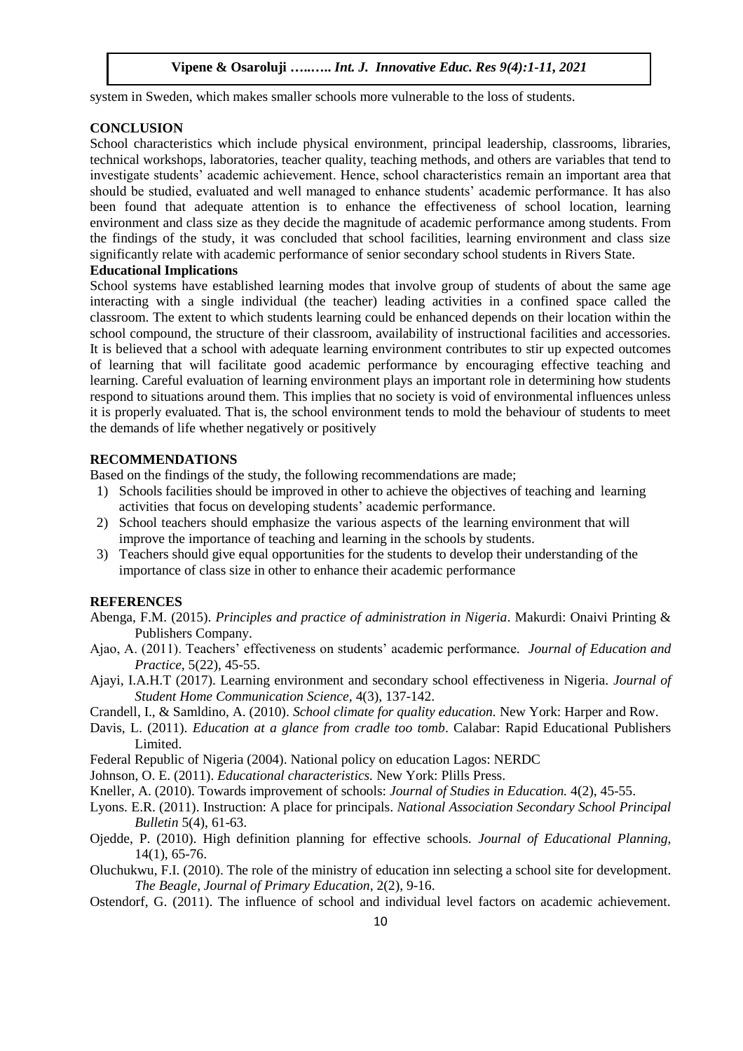system in Sweden, which makes smaller schools more vulnerable to the loss of students.

## CONCLUSION

School characteristics which include physical environment, principal leadership, classrooms, libraries, technical workshops, laboratories, teacher quality, teaching methods, and others are variables that tend to investigate students' academic achievement. Hence, school characteristics remain an important area that should be studied, evaluated and well managed to enhance students' academic performance. It has also been found that adequate attention is to enhance the effectiveness of school location, learning environment and class size as they decide the magnitude of academic performance among students. From the findings of the study, it was concluded that school facilities, learning environment and class size significantly relate with academic performance of senior secondary school students in Rivers State.

### Educational Implications

School systems have established learning modes that involve group of students of about the same age interacting with a single individual (the teacher) leading activities in a confined space called the classroom. The extent to which students learning could be enhanced depends on their location within the school compound, the structure of their classroom, availability of instructional facilities and accessories. It is believed that a school with adequate learning environment contributes to stir up expected outcomes of learning that will facilitate good academic performance by encouraging effective teaching and learning. Careful evaluation of learning environment plays an important role in determining how students respond to situations around them. This implies that no society is void of environmental influences unless it is properly evaluated. That is, the school environment tends to mold the behaviour of students to meet the demands of life whether negatively or positively

## RECOMMENDATIONS

Based on the findings of the study, the following recommendations are made;

1) Schools facilities should be improved in other to achieve the objectives of teaching and learning activities that focus on developing students' academic performance.
2) School teachers should emphasize the various aspects of the learning environment that will improve the importance of teaching and learning in the schools by students.
3) Teachers should give equal opportunities for the students to develop their understanding of the importance of class size in other to enhance their academic performance

## REFERENCES

Abenga, F.M. (2015). *Principles and practice of administration in Nigeria*. Makurdi: Onaivi Printing & Publishers Company.

Ajao, A. (2011). Teachers' effectiveness on students' academic performance. *Journal of Education and Practice,* 5(22), 45-55.

Ajayi, I.A.H.T (2017). Learning environment and secondary school effectiveness in Nigeria. *Journal of Student Home Communication Science,* 4(3), 137-142.

Crandell, I., & Samldino, A. (2010). *School climate for quality education.* New York: Harper and Row.

Davis, L. (2011). *Education at a glance from cradle too tomb*. Calabar: Rapid Educational Publishers Limited.

Federal Republic of Nigeria (2004). National policy on education Lagos: NERDC

Johnson, O. E. (2011). *Educational characteristics.* New York: Plills Press.

Kneller, A. (2010). Towards improvement of schools: *Journal of Studies in Education.* 4(2), 45-55.

Lyons. E.R. (2011). Instruction: A place for principals. *National Association Secondary School Principal Bulletin* 5(4), 61-63.

Ojedde, P. (2010). High definition planning for effective schools. *Journal of Educational Planning,* 14(1), 65-76.

Oluchukwu, F.I. (2010). The role of the ministry of education inn selecting a school site for development. *The Beagle, Journal of Primary Education*, 2(2), 9-16.

Ostendorf, G. (2011). The influence of school and individual level factors on academic achievement.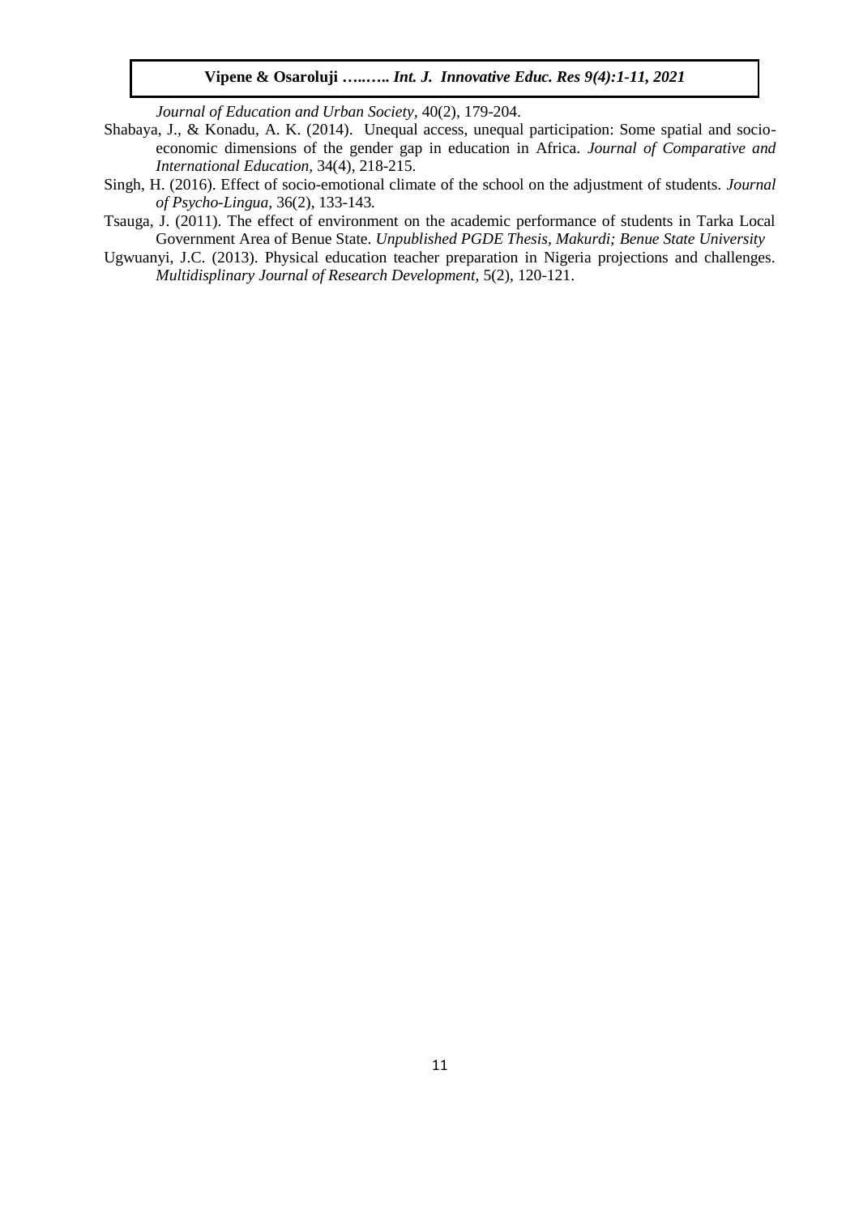*Journal of Education and Urban Society*, 40(2), 179-204.

Shabaya, J., & Konadu, A. K. (2014). Unequal access, unequal participation: Some spatial and socio-economic dimensions of the gender gap in education in Africa. *Journal of Comparative and International Education,* 34(4), 218-215.

Singh, H. (2016). Effect of socio-emotional climate of the school on the adjustment of students. *Journal of Psycho-Lingua,* 36(2), 133-143*.*

Tsauga, J. (2011). The effect of environment on the academic performance of students in Tarka Local Government Area of Benue State. *Unpublished PGDE Thesis, Makurdi; Benue State University*

Ugwuanyi, J.C. (2013). Physical education teacher preparation in Nigeria projections and challenges. *Multidisplinary Journal of Research Development,* 5(2), 120-121.